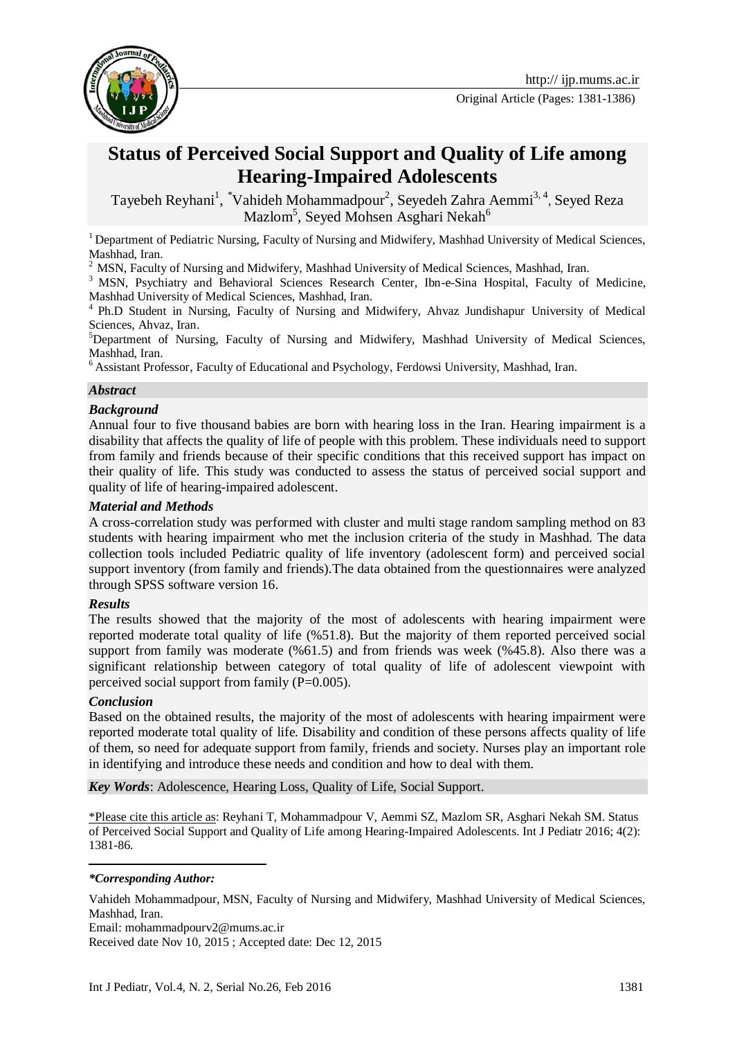# Status of Perceived Social Support and Quality of Life among Hearing-Impaired Adolescents

Tayebeh Reyhani[1], *Vahideh Mohammadpour[2], Seyedeh Zahra Aemmi[3, 4], Seyed Reza Mazlom[5], Seyed Mohsen Asghari Nekah[6]

[1] Department of Pediatric Nursing, Faculty of Nursing and Midwifery, Mashhad University of Medical Sciences, Mashhad, Iran.

[2] MSN, Faculty of Nursing and Midwifery, Mashhad University of Medical Sciences, Mashhad, Iran.

[3] MSN, Psychiatry and Behavioral Sciences Research Center, Ibn-e-Sina Hospital, Faculty of Medicine, Mashhad University of Medical Sciences, Mashhad, Iran.

[4] Ph.D Student in Nursing, Faculty of Nursing and Midwifery, Ahvaz Jundishapur University of Medical Sciences, Ahvaz, Iran.

[5] Department of Nursing, Faculty of Nursing and Midwifery, Mashhad University of Medical Sciences, Mashhad, Iran.

[6] Assistant Professor, Faculty of Educational and Psychology, Ferdowsi University, Mashhad, Iran.

***Abstract***

***Background***

Annual four to five thousand babies are born with hearing loss in the Iran. Hearing impairment is a disability that affects the quality of life of people with this problem. These individuals need to support from family and friends because of their specific conditions that this received support has impact on their quality of life. This study was conducted to assess the status of perceived social support and quality of life of hearing-impaired adolescent.

***Material and Methods***

A cross-correlation study was performed with cluster and multi stage random sampling method on 83 students with hearing impairment who met the inclusion criteria of the study in Mashhad. The data collection tools included Pediatric quality of life inventory (adolescent form) and perceived social support inventory (from family and friends).The data obtained from the questionnaires were analyzed through SPSS software version 16.

***Results***

The results showed that the majority of the most of adolescents with hearing impairment were reported moderate total quality of life (%51.8). But the majority of them reported perceived social support from family was moderate (%61.5) and from friends was week (%45.8). Also there was a significant relationship between category of total quality of life of adolescent viewpoint with perceived social support from family (P=0.005).

***Conclusion***

Based on the obtained results, the majority of the most of adolescents with hearing impairment were reported moderate total quality of life. Disability and condition of these persons affects quality of life of them, so need for adequate support from family, friends and society. Nurses play an important role in identifying and introduce these needs and condition and how to deal with them.

***Key Words***: Adolescence, Hearing Loss, Quality of Life, Social Support.

*Please cite this article as: Reyhani T, Mohammadpour V, Aemmi SZ, Mazlom SR, Asghari Nekah SM. Status of Perceived Social Support and Quality of Life among Hearing-Impaired Adolescents. Int J Pediatr 2016; 4(2): 1381-86.

***\*Corresponding Author:***

Vahideh Mohammadpour, MSN, Faculty of Nursing and Midwifery, Mashhad University of Medical Sciences, Mashhad, Iran.

Email: mohammadpourv2@mums.ac.ir

Received date Nov 10, 2015 ; Accepted date: Dec 12, 2015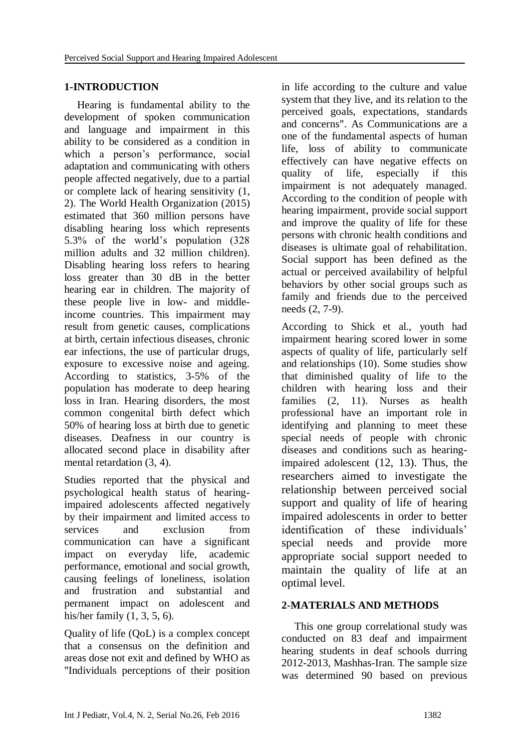## 1-INTRODUCTION

Hearing is fundamental ability to the development of spoken communication and language and impairment in this ability to be considered as a condition in which a person's performance, social adaptation and communicating with others people affected negatively, due to a partial or complete lack of hearing sensitivity (1, 2). The World Health Organization (2015) estimated that 360 million persons have disabling hearing loss which represents 5.3% of the world's population (328 million adults and 32 million children). Disabling hearing loss refers to hearing loss greater than 30 dB in the better hearing ear in children. The majority of these people live in low- and middle-income countries. This impairment may result from genetic causes, complications at birth, certain infectious diseases, chronic ear infections, the use of particular drugs, exposure to excessive noise and ageing. According to statistics, 3-5% of the population has moderate to deep hearing loss in Iran. Hearing disorders, the most common congenital birth defect which 50% of hearing loss at birth due to genetic diseases. Deafness in our country is allocated second place in disability after mental retardation (3, 4).

Studies reported that the physical and psychological health status of hearing-impaired adolescents affected negatively by their impairment and limited access to services and exclusion from communication can have a significant impact on everyday life, academic performance, emotional and social growth, causing feelings of loneliness, isolation and frustration and substantial and permanent impact on adolescent and his/her family (1, 3, 5, 6).

Quality of life (QoL) is a complex concept that a consensus on the definition and areas dose not exit and defined by WHO as "Individuals perceptions of their position in life according to the culture and value system that they live, and its relation to the perceived goals, expectations, standards and concerns". As Communications are a one of the fundamental aspects of human life, loss of ability to communicate effectively can have negative effects on quality of life, especially if this impairment is not adequately managed. According to the condition of people with hearing impairment, provide social support and improve the quality of life for these persons with chronic health conditions and diseases is ultimate goal of rehabilitation. Social support has been defined as the actual or perceived availability of helpful behaviors by other social groups such as family and friends due to the perceived needs (2, 7-9).

According to Shick et al., youth had impairment hearing scored lower in some aspects of quality of life, particularly self and relationships (10). Some studies show that diminished quality of life to the children with hearing loss and their families (2, 11). Nurses as health professional have an important role in identifying and planning to meet these special needs of people with chronic diseases and conditions such as hearing-impaired adolescent (12, 13). Thus, the researchers aimed to investigate the relationship between perceived social support and quality of life of hearing impaired adolescents in order to better identification of these individuals' special needs and provide more appropriate social support needed to maintain the quality of life at an optimal level.

## 2-MATERIALS AND METHODS

This one group correlational study was conducted on 83 deaf and impairment hearing students in deaf schools durring 2012-2013, Mashhas-Iran. The sample size was determined 90 based on previous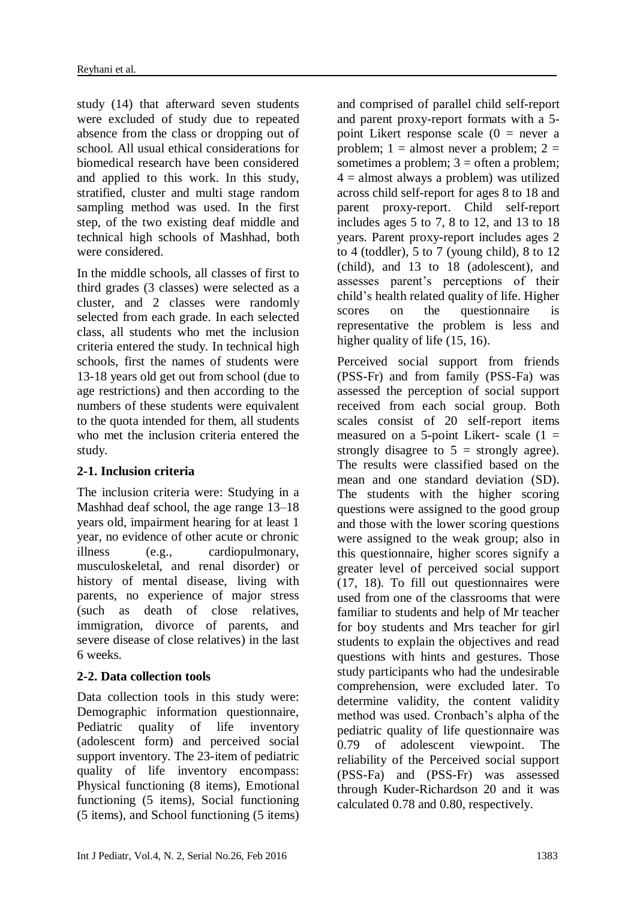study (14) that afterward seven students were excluded of study due to repeated absence from the class or dropping out of school. All usual ethical considerations for biomedical research have been considered and applied to this work. In this study, stratified, cluster and multi stage random sampling method was used. In the first step, of the two existing deaf middle and technical high schools of Mashhad, both were considered.

In the middle schools, all classes of first to third grades (3 classes) were selected as a cluster, and 2 classes were randomly selected from each grade. In each selected class, all students who met the inclusion criteria entered the study. In technical high schools, first the names of students were 13-18 years old get out from school (due to age restrictions) and then according to the numbers of these students were equivalent to the quota intended for them, all students who met the inclusion criteria entered the study.

## 2-1. Inclusion criteria

The inclusion criteria were: Studying in a Mashhad deaf school, the age range 13–18 years old, impairment hearing for at least 1 year, no evidence of other acute or chronic illness (e.g., cardiopulmonary, musculoskeletal, and renal disorder) or history of mental disease, living with parents, no experience of major stress (such as death of close relatives, immigration, divorce of parents, and severe disease of close relatives) in the last 6 weeks.

## 2-2. Data collection tools

Data collection tools in this study were: Demographic information questionnaire, Pediatric quality of life inventory (adolescent form) and perceived social support inventory. The 23-item of pediatric quality of life inventory encompass: Physical functioning (8 items), Emotional functioning (5 items), Social functioning (5 items), and School functioning (5 items) and comprised of parallel child self-report and parent proxy-report formats with a 5-point Likert response scale (0 = never a problem; 1 = almost never a problem; 2 = sometimes a problem; 3 = often a problem; 4 = almost always a problem) was utilized across child self-report for ages 8 to 18 and parent proxy-report. Child self-report includes ages 5 to 7, 8 to 12, and 13 to 18 years. Parent proxy-report includes ages 2 to 4 (toddler), 5 to 7 (young child), 8 to 12 (child), and 13 to 18 (adolescent), and assesses parent's perceptions of their child's health related quality of life. Higher scores on the questionnaire is representative the problem is less and higher quality of life (15, 16).

Perceived social support from friends (PSS-Fr) and from family (PSS-Fa) was assessed the perception of social support received from each social group. Both scales consist of 20 self-report items measured on a 5-point Likert- scale (1 = strongly disagree to 5 = strongly agree). The results were classified based on the mean and one standard deviation (SD). The students with the higher scoring questions were assigned to the good group and those with the lower scoring questions were assigned to the weak group; also in this questionnaire, higher scores signify a greater level of perceived social support (17, 18). To fill out questionnaires were used from one of the classrooms that were familiar to students and help of Mr teacher for boy students and Mrs teacher for girl students to explain the objectives and read questions with hints and gestures. Those study participants who had the undesirable comprehension, were excluded later. To determine validity, the content validity method was used. Cronbach's alpha of the pediatric quality of life questionnaire was 0.79 of adolescent viewpoint. The reliability of the Perceived social support (PSS-Fa) and (PSS-Fr) was assessed through Kuder-Richardson 20 and it was calculated 0.78 and 0.80, respectively.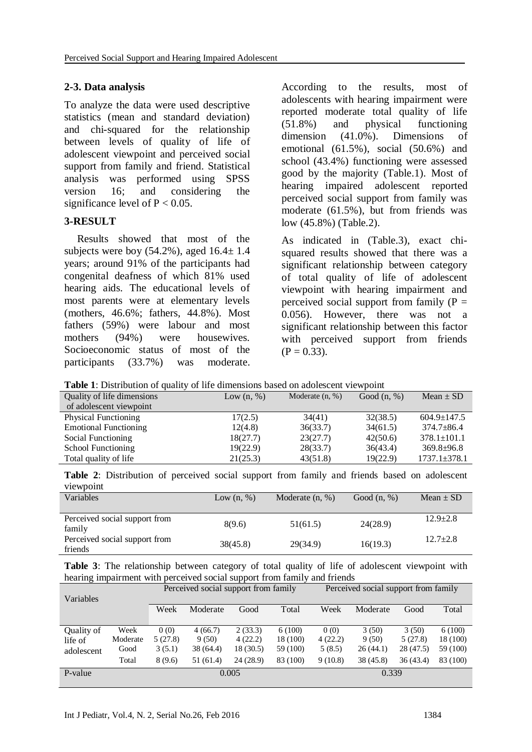### 2-3. Data analysis

To analyze the data were used descriptive statistics (mean and standard deviation) and chi-squared for the relationship between levels of quality of life of adolescent viewpoint and perceived social support from family and friend. Statistical analysis was performed using SPSS version 16; and considering the significance level of $P < 0.05$.

### 3-RESULT

Results showed that most of the subjects were boy (54.2%), aged 16.4± 1.4 years; around 91% of the participants had congenital deafness of which 81% used hearing aids. The educational levels of most parents were at elementary levels (mothers, 46.6%; fathers, 44.8%). Most fathers (59%) were labour and most mothers (94%) were housewives. Socioeconomic status of most of the participants (33.7%) was moderate.

According to the results, most of adolescents with hearing impairment were reported moderate total quality of life (51.8%) and physical functioning dimension (41.0%). Dimensions of emotional (61.5%), social (50.6%) and school (43.4%) functioning were assessed good by the majority (Table.1). Most of hearing impaired adolescent reported perceived social support from family was moderate (61.5%), but from friends was low (45.8%) (Table.2).

As indicated in (Table.3), exact chi-squared results showed that there was a significant relationship between category of total quality of life of adolescent viewpoint with hearing impairment and perceived social support from family ($P = 0.056$). However, there was not a significant relationship between this factor with perceived support from friends ($P = 0.33$).

**Table 1**: Distribution of quality of life dimensions based on adolescent viewpoint

| Quality of life dimensions of adolescent viewpoint | Low (n, %) | Moderate (n, %) | Good (n, %) | Mean ± SD |
|---|---|---|---|---|
| Physical Functioning | 17(2.5) | 34(41) | 32(38.5) | 604.9±147.5 |
| Emotional Functioning | 12(4.8) | 36(33.7) | 34(61.5) | 374.7±86.4 |
| Social Functioning | 18(27.7) | 23(27.7) | 42(50.6) | 378.1±101.1 |
| School Functioning | 19(22.9) | 28(33.7) | 36(43.4) | 369.8±96.8 |
| Total quality of life | 21(25.3) | 43(51.8) | 19(22.9) | 1737.1±378.1 |

**Table 2**: Distribution of perceived social support from family and friends based on adolescent viewpoint

| Variables | Low (n, %) | Moderate (n, %) | Good (n, %) | Mean ± SD |
|---|---|---|---|---|
| Perceived social support from family | 8(9.6) | 51(61.5) | 24(28.9) | 12.9±2.8 |
| Perceived social support from friends | 38(45.8) | 29(34.9) | 16(19.3) | 12.7±2.8 |

**Table 3**: The relationship between category of total quality of life of adolescent viewpoint with hearing impairment with perceived social support from family and friends

| Variables | | Perceived social support from family | | | | Perceived social support from family | | | |
|---|---|---|---|---|---|---|---|---|---|
| | | Week | Moderate | Good | Total | Week | Moderate | Good | Total |
| Quality of life of adolescent | Week | 0 (0) | 4 (66.7) | 2 (33.3) | 6 (100) | 0 (0) | 3 (50) | 3 (50) | 6 (100) |
| | Moderate | 5 (27.8) | 9 (50) | 4 (22.2) | 18 (100) | 4 (22.2) | 9 (50) | 5 (27.8) | 18 (100) |
| | Good | 3 (5.1) | 38 (64.4) | 18 (30.5) | 59 (100) | 5 (8.5) | 26 (44.1) | 28 (47.5) | 59 (100) |
| | Total | 8 (9.6) | 51 (61.4) | 24 (28.9) | 83 (100) | 9 (10.8) | 38 (45.8) | 36 (43.4) | 83 (100) |
| P-value | | 0.005 | | | | 0.339 | | | |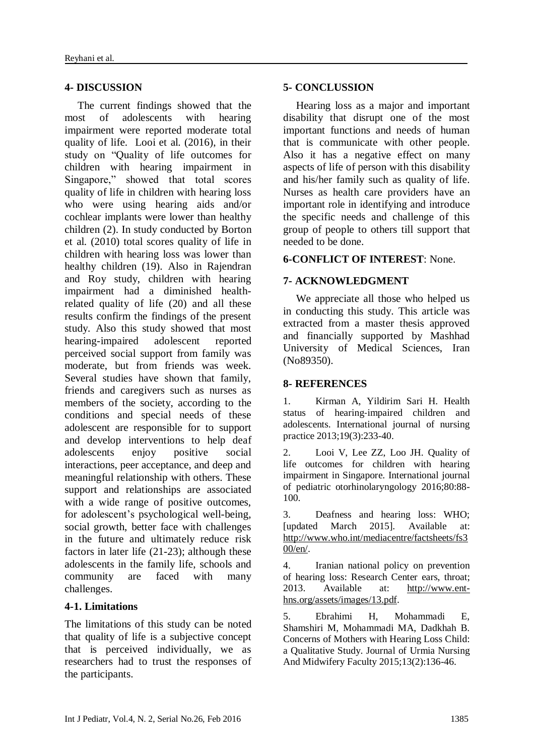## 4- DISCUSSION

The current findings showed that the most of adolescents with hearing impairment were reported moderate total quality of life. Looi et al. (2016), in their study on "Quality of life outcomes for children with hearing impairment in Singapore," showed that total scores quality of life in children with hearing loss who were using hearing aids and/or cochlear implants were lower than healthy children (2). In study conducted by Borton et al. (2010) total scores quality of life in children with hearing loss was lower than healthy children (19). Also in Rajendran and Roy study, children with hearing impairment had a diminished health-related quality of life (20) and all these results confirm the findings of the present study. Also this study showed that most hearing-impaired adolescent reported perceived social support from family was moderate, but from friends was week. Several studies have shown that family, friends and caregivers such as nurses as members of the society, according to the conditions and special needs of these adolescent are responsible for to support and develop interventions to help deaf adolescents enjoy positive social interactions, peer acceptance, and deep and meaningful relationship with others. These support and relationships are associated with a wide range of positive outcomes, for adolescent's psychological well-being, social growth, better face with challenges in the future and ultimately reduce risk factors in later life (21-23); although these adolescents in the family life, schools and community are faced with many challenges.

### 4-1. Limitations

The limitations of this study can be noted that quality of life is a subjective concept that is perceived individually, we as researchers had to trust the responses of the participants.

## 5- CONCLUSSION

Hearing loss as a major and important disability that disrupt one of the most important functions and needs of human that is communicate with other people. Also it has a negative effect on many aspects of life of person with this disability and his/her family such as quality of life. Nurses as health care providers have an important role in identifying and introduce the specific needs and challenge of this group of people to others till support that needed to be done.

## 6-CONFLICT OF INTEREST: None.

## 7- ACKNOWLEDGMENT

We appreciate all those who helped us in conducting this study. This article was extracted from a master thesis approved and financially supported by Mashhad University of Medical Sciences, Iran (No89350).

## 8- REFERENCES

1. Kirman A, Yildirim Sari H. Health status of hearing-impaired children and adolescents. International journal of nursing practice 2013;19(3):233-40.

2. Looi V, Lee ZZ, Loo JH. Quality of life outcomes for children with hearing impairment in Singapore. International journal of pediatric otorhinolaryngology 2016;80:88-100.

3. Deafness and hearing loss: WHO; [updated March 2015]. Available at: http://www.who.int/mediacentre/factsheets/fs300/en/.

4. Iranian national policy on prevention of hearing loss: Research Center ears, throat; 2013. Available at: http://www.ent-hns.org/assets/images/13.pdf.

5. Ebrahimi H, Mohammadi E, Shamshiri M, Mohammadi MA, Dadkhah B. Concerns of Mothers with Hearing Loss Child: a Qualitative Study. Journal of Urmia Nursing And Midwifery Faculty 2015;13(2):136-46.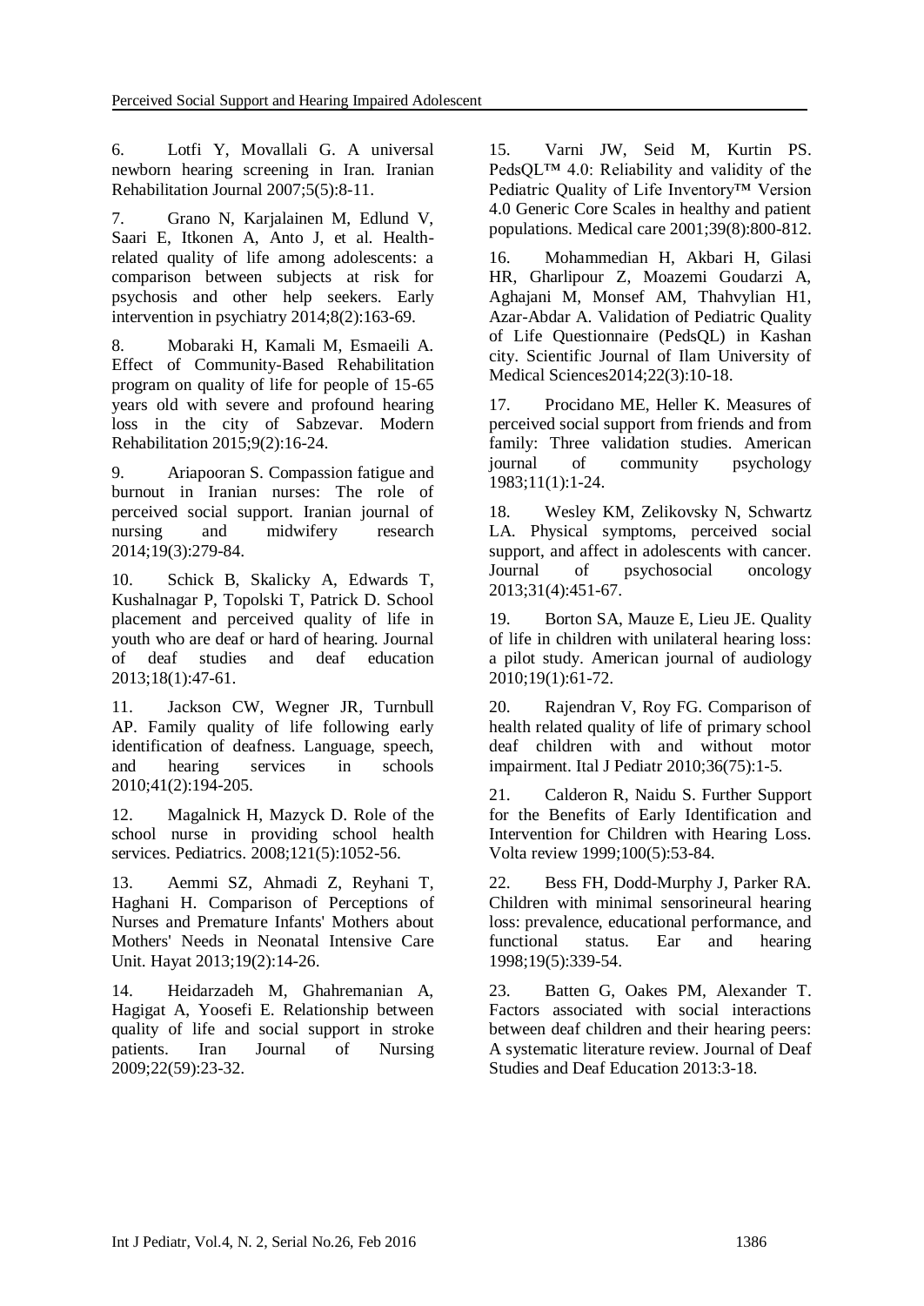6. Lotfi Y, Movallali G. A universal newborn hearing screening in Iran. Iranian Rehabilitation Journal 2007;5(5):8-11.

7. Grano N, Karjalainen M, Edlund V, Saari E, Itkonen A, Anto J, et al. Health-related quality of life among adolescents: a comparison between subjects at risk for psychosis and other help seekers. Early intervention in psychiatry 2014;8(2):163-69.

8. Mobaraki H, Kamali M, Esmaeili A. Effect of Community-Based Rehabilitation program on quality of life for people of 15-65 years old with severe and profound hearing loss in the city of Sabzevar. Modern Rehabilitation 2015;9(2):16-24.

9. Ariapooran S. Compassion fatigue and burnout in Iranian nurses: The role of perceived social support. Iranian journal of nursing and midwifery research 2014;19(3):279-84.

10. Schick B, Skalicky A, Edwards T, Kushalnagar P, Topolski T, Patrick D. School placement and perceived quality of life in youth who are deaf or hard of hearing. Journal of deaf studies and deaf education 2013;18(1):47-61.

11. Jackson CW, Wegner JR, Turnbull AP. Family quality of life following early identification of deafness. Language, speech, and hearing services in schools 2010;41(2):194-205.

12. Magalnick H, Mazyck D. Role of the school nurse in providing school health services. Pediatrics. 2008;121(5):1052-56.

13. Aemmi SZ, Ahmadi Z, Reyhani T, Haghani H. Comparison of Perceptions of Nurses and Premature Infants' Mothers about Mothers' Needs in Neonatal Intensive Care Unit. Hayat 2013;19(2):14-26.

14. Heidarzadeh M, Ghahremanian A, Hagigat A, Yoosefi E. Relationship between quality of life and social support in stroke patients. Iran Journal of Nursing 2009;22(59):23-32.

15. Varni JW, Seid M, Kurtin PS. PedsQL™ 4.0: Reliability and validity of the Pediatric Quality of Life Inventory™ Version 4.0 Generic Core Scales in healthy and patient populations. Medical care 2001;39(8):800-812.

16. Mohammedian H, Akbari H, Gilasi HR, Gharlipour Z, Moazemi Goudarzi A, Aghajani M, Monsef AM, Thahvylian H1, Azar-Abdar A. Validation of Pediatric Quality of Life Questionnaire (PedsQL) in Kashan city. Scientific Journal of Ilam University of Medical Sciences2014;22(3):10-18.

17. Procidano ME, Heller K. Measures of perceived social support from friends and from family: Three validation studies. American journal of community psychology 1983;11(1):1-24.

18. Wesley KM, Zelikovsky N, Schwartz LA. Physical symptoms, perceived social support, and affect in adolescents with cancer. Journal of psychosocial oncology 2013;31(4):451-67.

19. Borton SA, Mauze E, Lieu JE. Quality of life in children with unilateral hearing loss: a pilot study. American journal of audiology 2010;19(1):61-72.

20. Rajendran V, Roy FG. Comparison of health related quality of life of primary school deaf children with and without motor impairment. Ital J Pediatr 2010;36(75):1-5.

21. Calderon R, Naidu S. Further Support for the Benefits of Early Identification and Intervention for Children with Hearing Loss. Volta review 1999;100(5):53-84.

22. Bess FH, Dodd-Murphy J, Parker RA. Children with minimal sensorineural hearing loss: prevalence, educational performance, and functional status. Ear and hearing 1998;19(5):339-54.

23. Batten G, Oakes PM, Alexander T. Factors associated with social interactions between deaf children and their hearing peers: A systematic literature review. Journal of Deaf Studies and Deaf Education 2013:3-18.